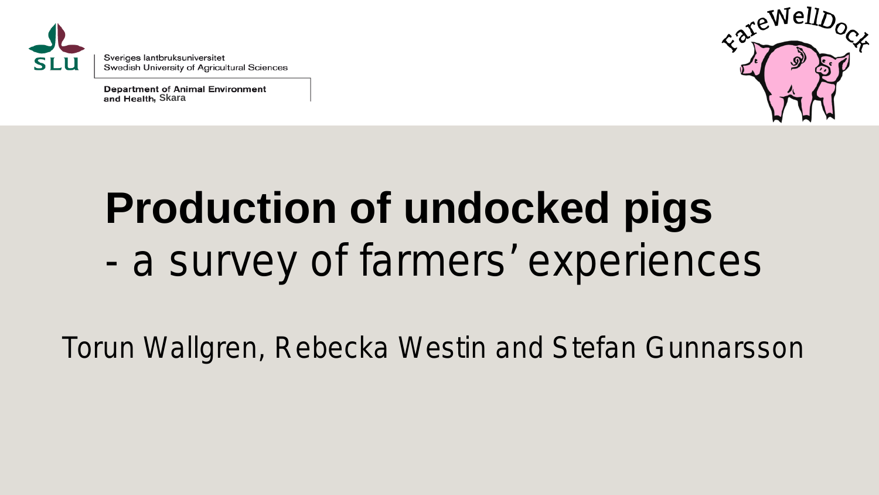Sveriges lantbruksuniversitet
Swedish University of Agricultural Sciences

Department of Animal Environment and Health, Skara

FareWellDock

# Production of undocked pigs

## - a survey of farmers' experiences

Torun Wallgren, Rebecka Westin and Stefan Gunnarsson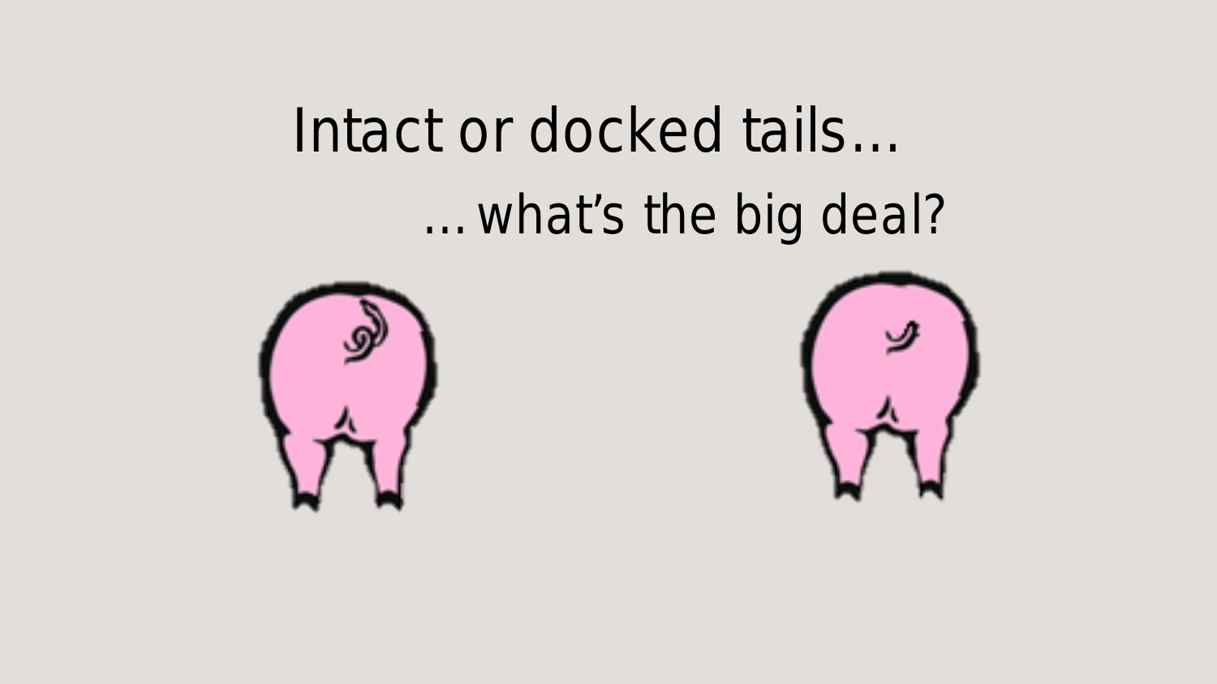# Intact or docked tails…

## …what's the big deal?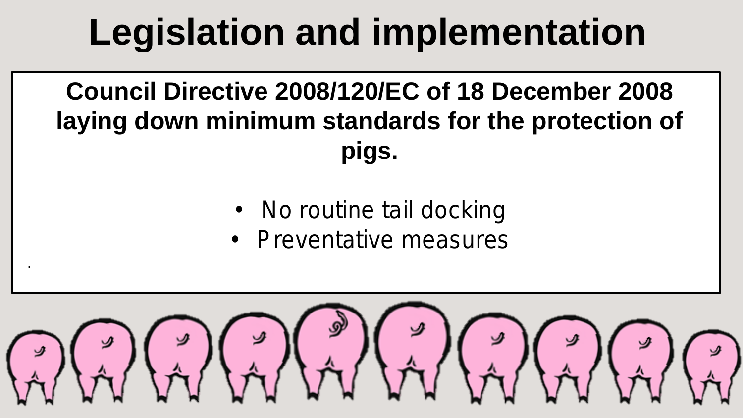# Legislation and implementation

**Council Directive 2008/120/EC of 18 December 2008 laying down minimum standards for the protection of pigs.**

- No routine tail docking
- Preventative measures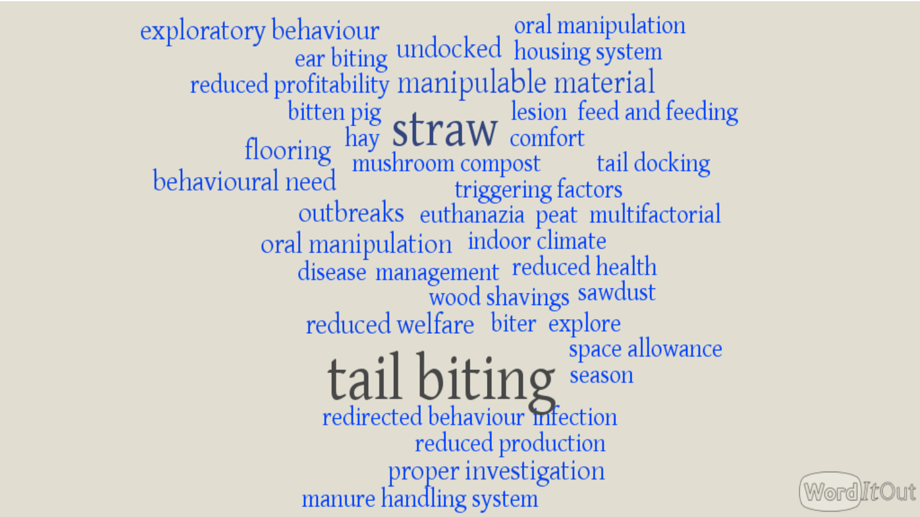exploratory behaviour
ear biting
undocked
oral manipulation
housing system
reduced profitability
manipulable material
bitten pig
straw
lesion
feed and feeding
hay
comfort
flooring
mushroom compost
tail docking
behavioural need
triggering factors
outbreaks
euthanazia
peat
multifactorial
oral manipulation
indoor climate
disease management
reduced health
wood shavings
sawdust
reduced welfare
biter
explore
space allowance
tail biting
season
redirected behaviour
infection
reduced production
proper investigation
manure handling system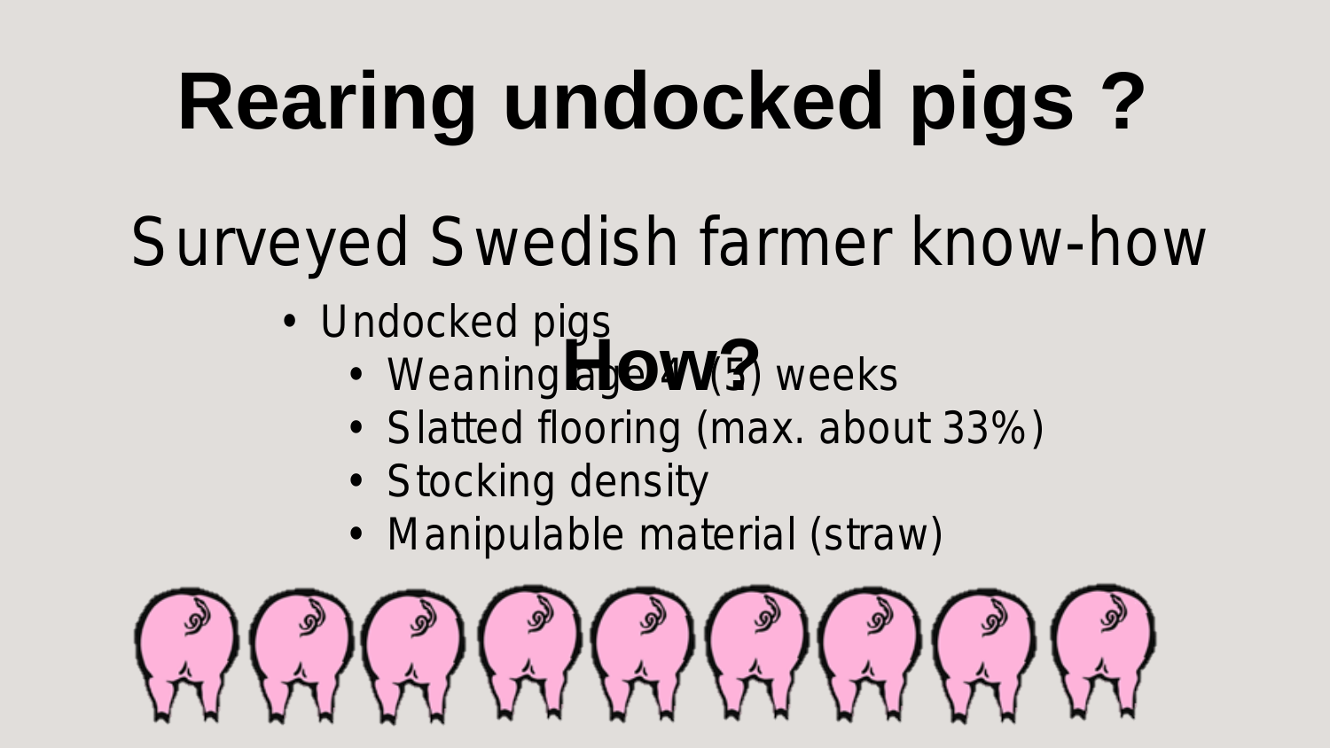# Rearing undocked pigs ?

## Surveyed Swedish farmer know-how

**How?**

- Undocked pigs
  - Weaning age 4 (5) weeks
  - Slatted flooring (max. about 33%)
  - Stocking density
  - Manipulable material (straw)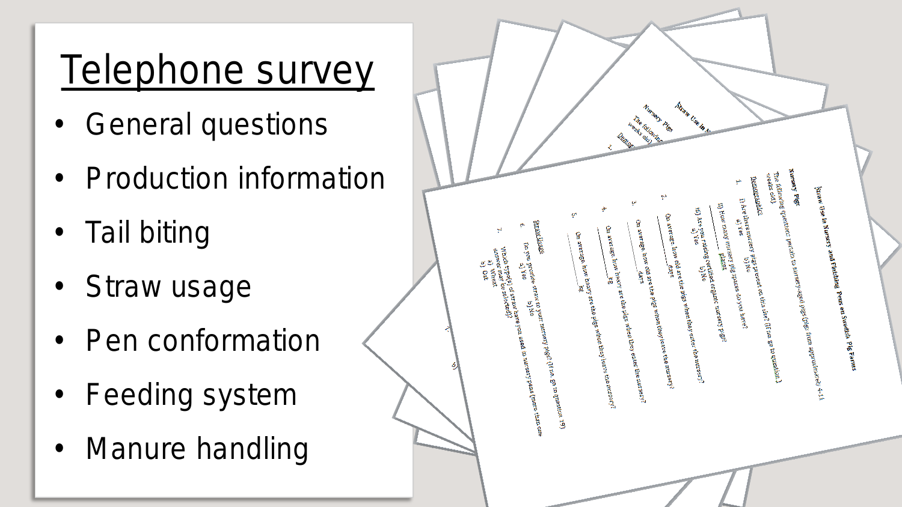# Telephone survey

- General questions
- Production information
- Tail biting
- Straw usage
- Pen conformation
- Feeding system
- Manure handling

Straw Use in Nursery and Finishing Pens on Swedish Pig Farms

Nursery Pigs

The following questions pertain to nursery-aged pigs (pigs from approximately 4-11 weeks old).

Demographics

1. i) Are there nursery pigs present on this site? (If no go to question.)
   a) Yes b) No
   ii) How many nursery pig spaces do you have?
   ________ places
   iii) Are you raising certified organic nursery pigs?
   a) Yes b) No
2. On average, how old are the pigs when they enter the nursery?
   ________ days
3. On average how old are the pigs when they leave the nursery?
   ________ days
4. On average, how heavy are the pigs when they enter the nursery?
   ________ kg
5. On average, how heavy are the pigs when they leave the nursery?
   ________ kg

Straw Usage

6. Do you provide straw to your nursery pigs? (If no, go to question 19)
   a) Yes b) No
7. Which type(s) of straw have you used in nursery pens (more than one answer may be selected)?
   a) Wheat
   b) Oat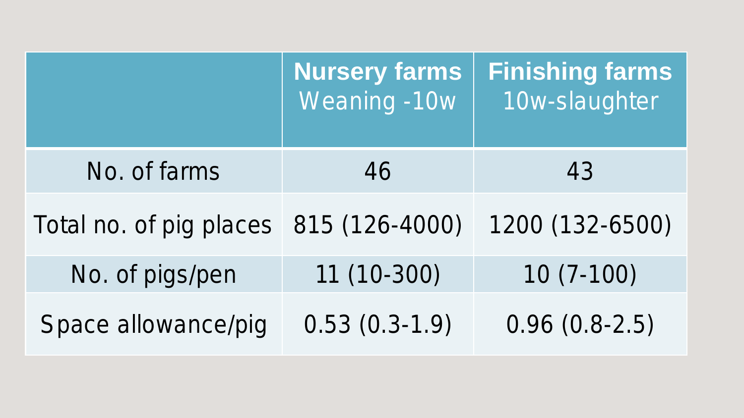| | **Nursery farms** Weaning -10w | **Finishing farms** 10w-slaughter |
|---|---|---|
| No. of farms | 46 | 43 |
| Total no. of pig places | 815 (126-4000) | 1200 (132-6500) |
| No. of pigs/pen | 11 (10-300) | 10 (7-100) |
| Space allowance/pig | 0.53 (0.3-1.9) | 0.96 (0.8-2.5) |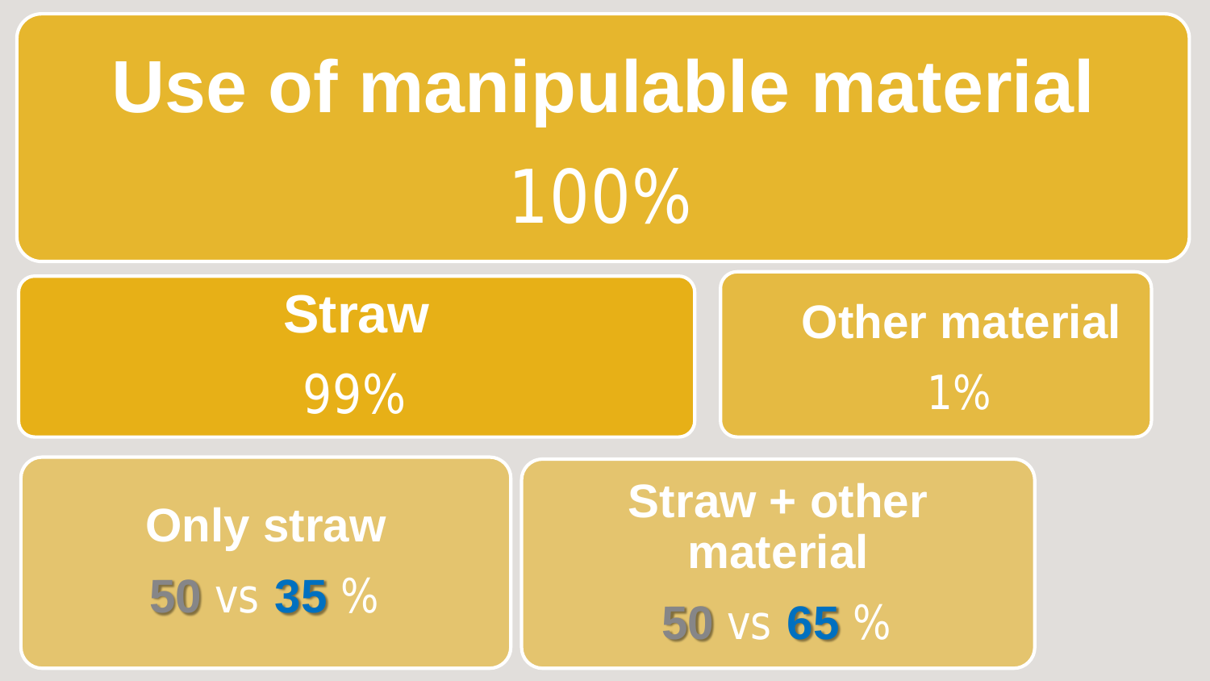# Use of manipulable material

100%

## Straw

99%

## Other material

1%

### Only straw

50 vs 35 %

### Straw + other material

50 vs 65 %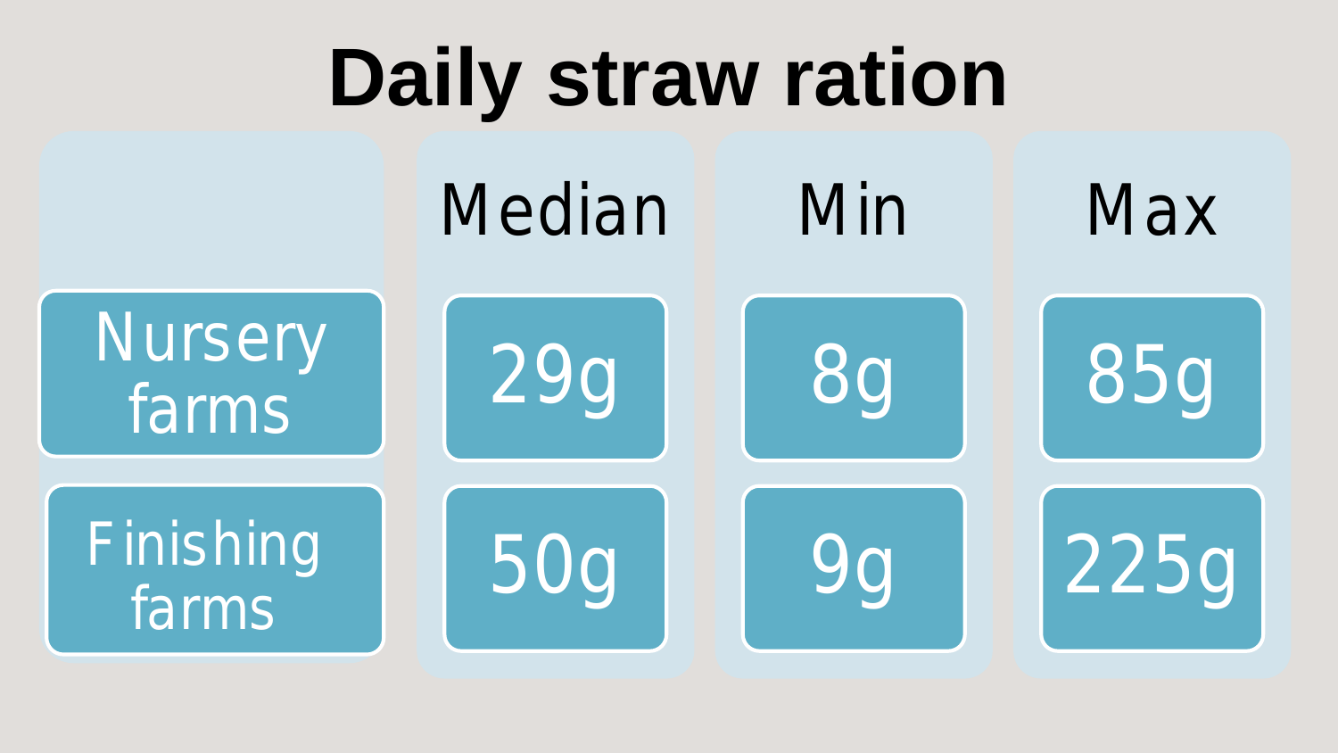# Daily straw ration

| | Median | Min | Max |
| --- | --- | --- | --- |
| Nursery farms | 29g | 8g | 85g |
| Finishing farms | 50g | 9g | 225g |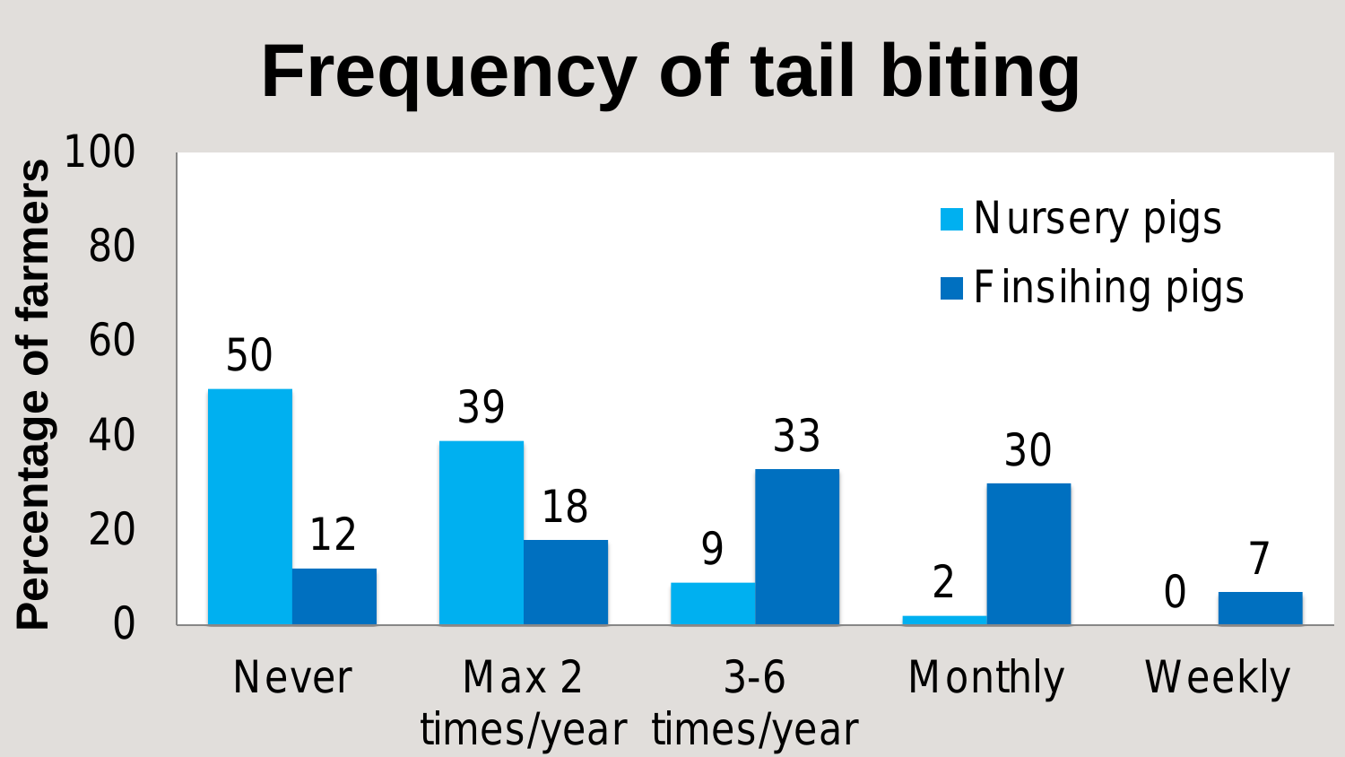# Frequency of tail biting

| Frequency | Nursery pigs | Finsihing pigs |
|---|---|---|
| Never | 50 | 12 |
| Max 2 times/year | 39 | 18 |
| 3-6 times/year | 9 | 33 |
| Monthly | 2 | 30 |
| Weekly | 0 | 7 |

Percentage of farmers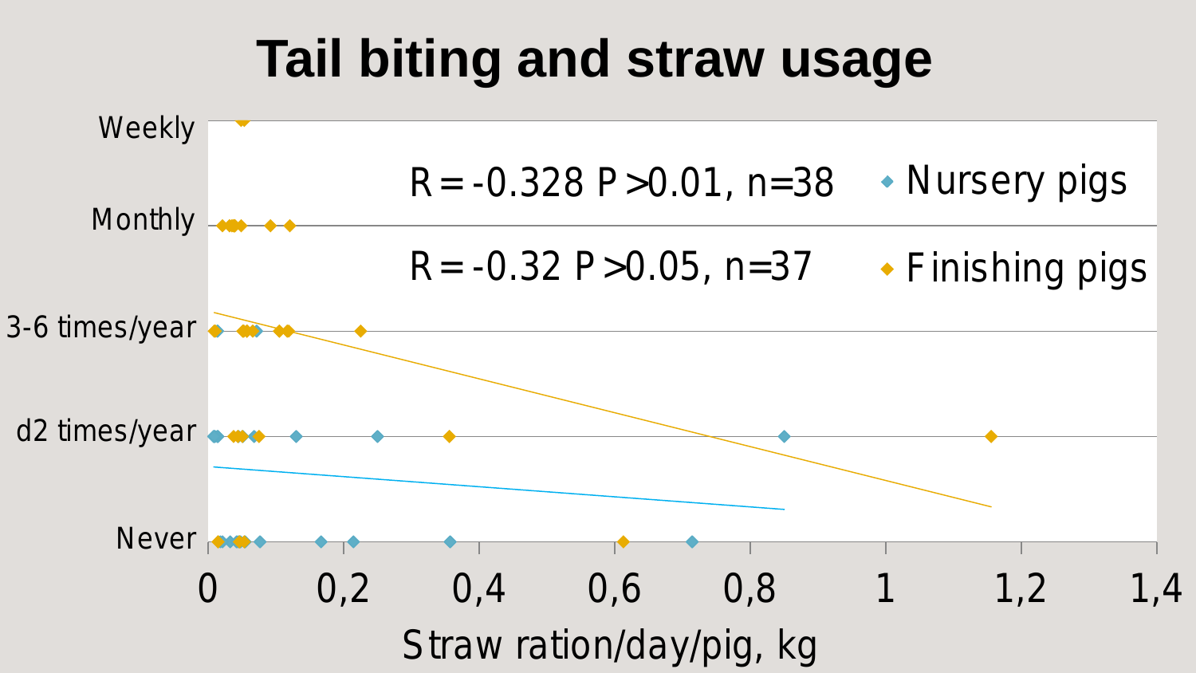# Tail biting and straw usage

R = -0.328 P > 0.01, n=38

R = -0.32 P > 0.05, n=37

◆ Nursery pigs

◆ Finishing pigs

Weekly

Monthly

3-6 times/year

d2 times/year

Never

0 0,2 0,4 0,6 0,8 1 1,2 1,4

Straw ration/day/pig, kg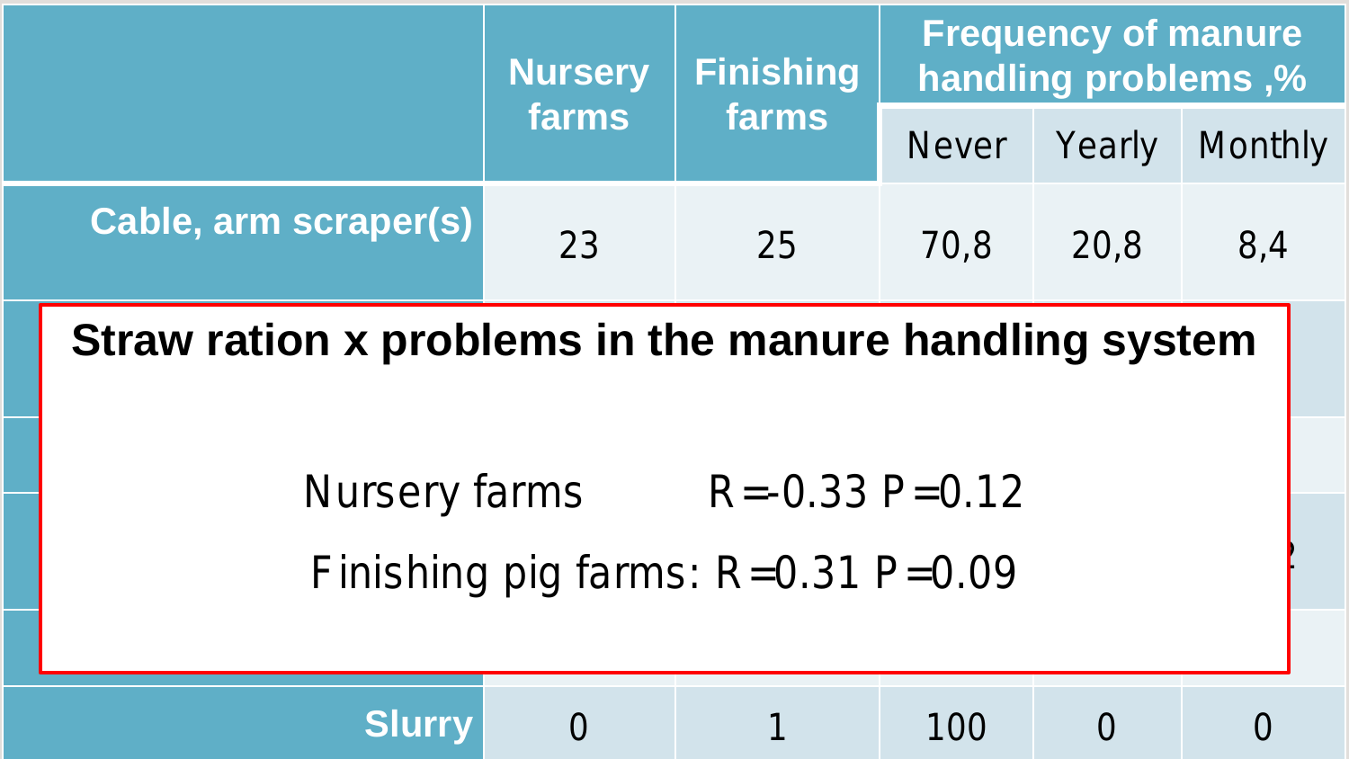| | Nursery farms | Finishing farms | Frequency of manure handling problems ,% | | |
|---|---|---|---|---|---|
| | | | Never | Yearly | Monthly |
| Cable, arm scraper(s) | 23 | 25 | 70,8 | 20,8 | 8,4 |
| Slurry | 0 | 1 | 100 | 0 | 0 |

**Straw ration x problems in the manure handling system**

Nursery farms R=-0.33 P=0.12

Finishing pig farms: R=0.31 P=0.09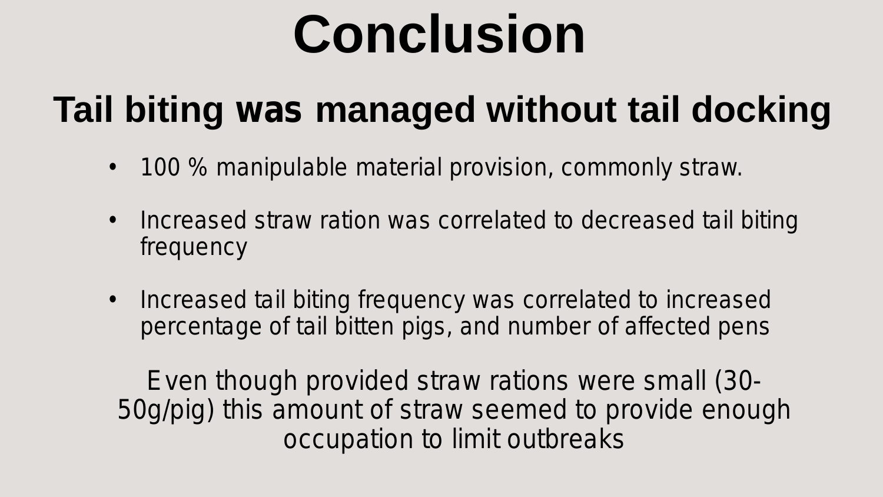# Conclusion

## Tail biting was managed without tail docking

- 100 % manipulable material provision, commonly straw.
- Increased straw ration was correlated to decreased tail biting frequency
- Increased tail biting frequency was correlated to increased percentage of tail bitten pigs, and number of affected pens

Even though provided straw rations were small (30-50g/pig) this amount of straw seemed to provide enough occupation to limit outbreaks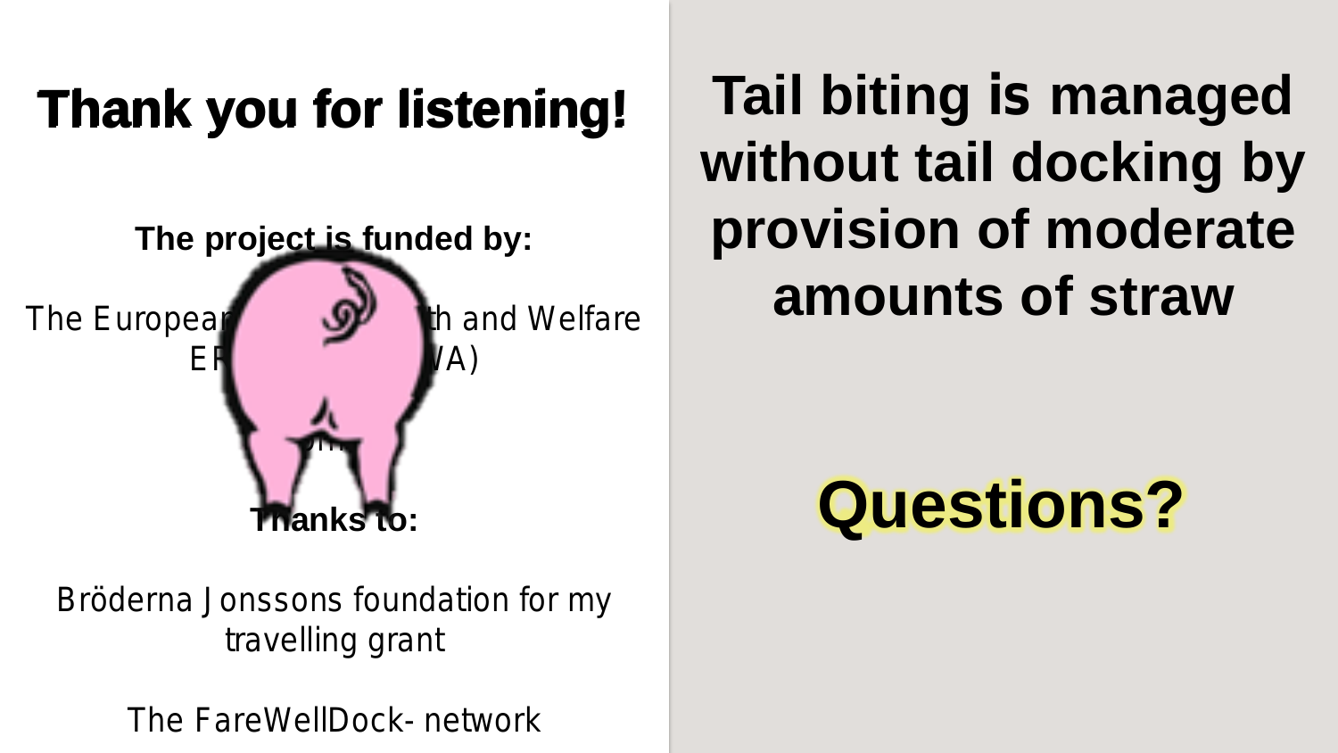# Thank you for listening!

**The project is funded by:**

The European ... th and Welfare
EF ... VA)

**Thanks to:**

Bröderna Jonssons foundation for my travelling grant

The FareWellDock- network

## Tail biting is managed without tail docking by provision of moderate amounts of straw

## Questions?